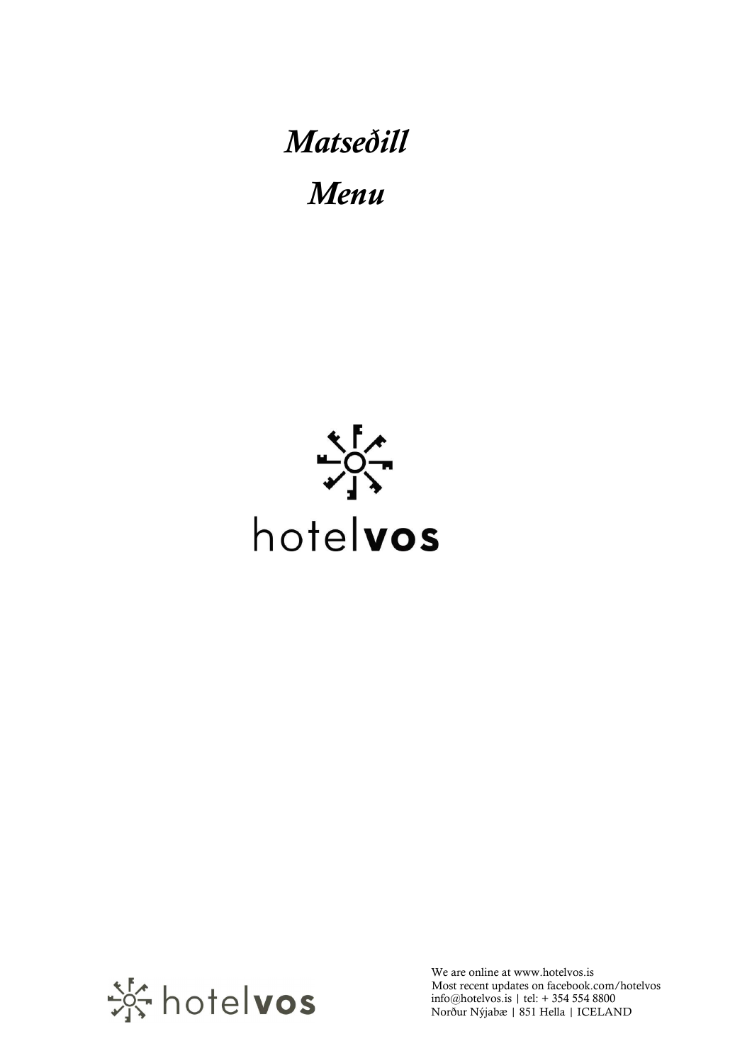# *Matseðill*

# *Menu*

hotel**vos**

hotel**vos**

We are online at www.hotelvos.is
Most recent updates on facebook.com/hotelvos
info@hotelvos.is | tel: + 354 554 8800
Norður Nýjabæ | 851 Hella | ICELAND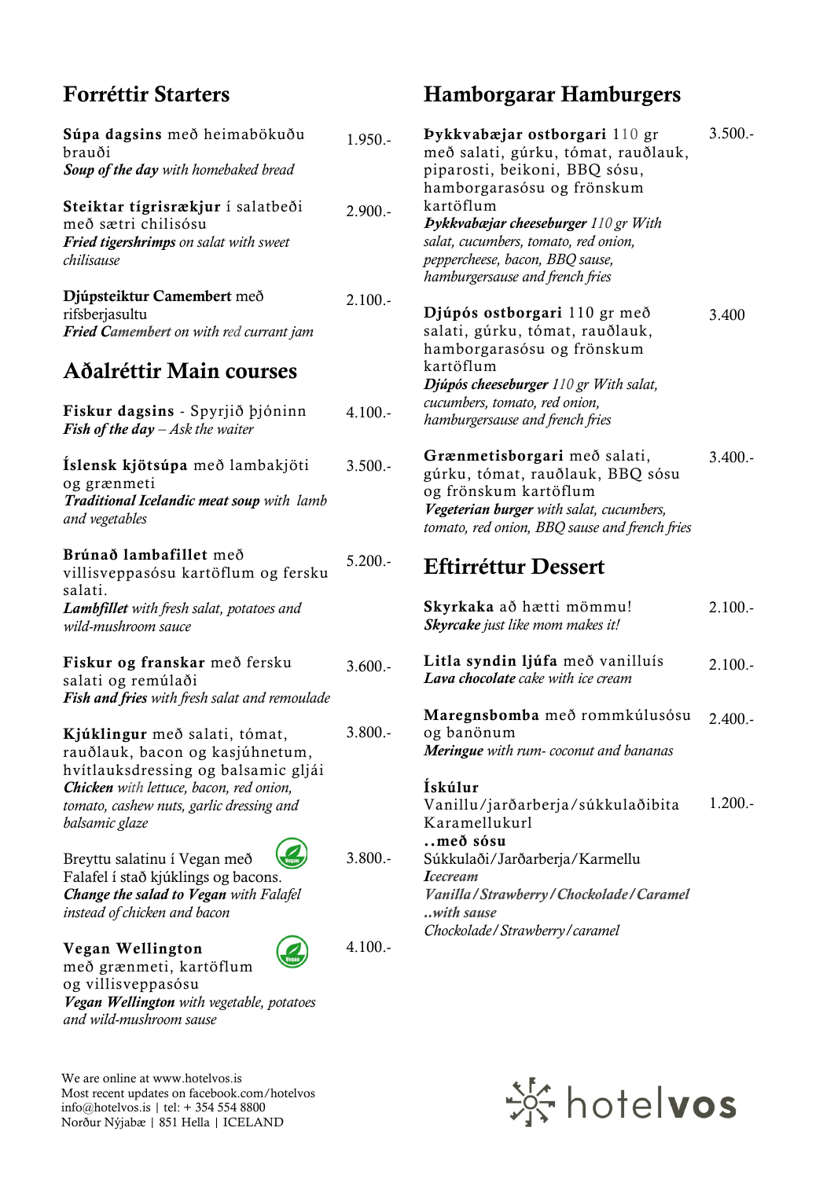## Forréttir Starters

**Súpa dagsins** með heimabökuðu brauði
***Soup of the day*** *with homebaked bread* — 1.950.-

**Steiktar tígrisrækjur** í salatbeði með sætri chilisósu
***Fried tigershrimps*** *on salat with sweet chilisauce* — 2.900.-

**Djúpsteiktur Camembert** með rifsberjasultu
***Fried Camembert*** *on with red currant jam* — 2.100.-

## Aðalréttir Main courses

**Fiskur dagsins** - Spyrjið þjóninn
***Fish of the day*** *– Ask the waiter* — 4.100.-

**Íslensk kjötsúpa** með lambakjöti og grænmeti
***Traditional Icelandic meat soup*** *with lamb and vegetables* — 3.500.-

**Brúnað lambafillet** með villisveppasósu kartöflum og fersku salati.
***Lambfillet*** *with fresh salat, potatoes and wild-mushroom sauce* — 5.200.-

**Fiskur og franskar** með fersku salati og remúlaði
***Fish and fries*** *with fresh salat and remoulade* — 3.600.-

**Kjúklingur** með salati, tómat, rauðlauk, bacon og kasjúhnetum, hvítlauksdressing og balsamic gljái
***Chicken*** *with lettuce, bacon, red onion, tomato, cashew nuts, garlic dressing and balsamic glaze* — 3.800.-

Breyttu salatinu í Vegan með Falafel í stað kjúklings og bacons.
***Change the salad to Vegan*** *with Falafel instead of chicken and bacon* — 3.800.-

**Vegan Wellington** með grænmeti, kartöflum og villisveppasósu
***Vegan Wellington*** *with vegetable, potatoes and wild-mushroom sause* — 4.100.-

## Hamborgarar Hamburgers

**Þykkvabæjar ostborgari** 110 gr með salati, gúrku, tómat, rauðlauk, piparosti, beikoni, BBQ sósu, hamborgarasósu og frönskum kartöflum
***Þykkvabæjar cheeseburger*** *110 gr With salat, cucumbers, tomato, red onion, peppercheese, bacon, BBQ sause, hamburgersause and french fries* — 3.500.-

**Djúpós ostborgari** 110 gr með salati, gúrku, tómat, rauðlauk, hamborgarasósu og frönskum kartöflum
***Djúpós cheeseburger*** *110 gr With salat, cucumbers, tomato, red onion, hamburgersause and french fries* — 3.400

**Grænmetisborgari** með salati, gúrku, tómat, rauðlauk, BBQ sósu og frönskum kartöflum
***Vegeterian burger*** *with salat, cucumbers, tomato, red onion, BBQ sause and french fries* — 3.400.-

## Eftirréttur Dessert

**Skyrkaka** að hætti mömmu!
***Skyrcake*** *just like mom makes it!* — 2.100.-

**Litla syndin ljúfa** með vanilluís
***Lava chocolate*** *cake with ice cream* — 2.100.-

**Maregnsbomba** með rommkúlusósu og banönum
***Meringue*** *with rum- coconut and bananas* — 2.400.-

**Ískúlur**
Vanillu/jarðarberja/súkkulaðibita Karamellukurl — 1.200.-
**..með sósu**
Súkkulaði/Jarðarberja/Karmellu
***Icecream***
***Vanilla/Strawberry/Chockolade/Caramel***
***..with sause***
*Chockolade/Strawberry/caramel*

We are online at www.hotelvos.is
Most recent updates on facebook.com/hotelvos
info@hotelvos.is | tel: + 354 554 8800
Norður Nýjabæ | 851 Hella | ICELAND

hotelvos